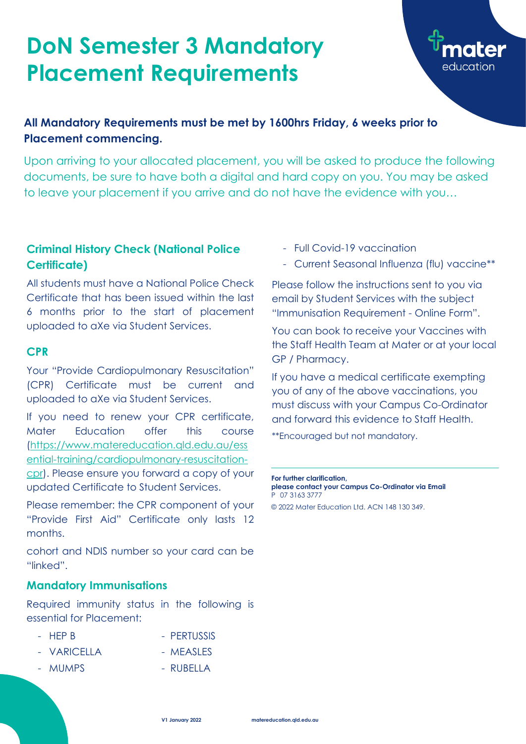# DoN Semester 3 Mandatory Placement Requirements

**All Mandatory Requirements must be met by 1600hrs Friday, 6 weeks prior to Placement commencing.**

Upon arriving to your allocated placement, you will be asked to produce the following documents, be sure to have both a digital and hard copy on you. You may be asked to leave your placement if you arrive and do not have the evidence with you…

## Criminal History Check (National Police Certificate)

All students must have a National Police Check Certificate that has been issued within the last 6 months prior to the start of placement uploaded to aXe via Student Services.

## CPR

Your "Provide Cardiopulmonary Resuscitation" (CPR) Certificate must be current and uploaded to aXe via Student Services.

If you need to renew your CPR certificate, Mater Education offer this course (https://www.matereducation.qld.edu.au/essential-training/cardiopulmonary-resuscitation-cpr). Please ensure you forward a copy of your updated Certificate to Student Services.

Please remember: the CPR component of your "Provide First Aid" Certificate only lasts 12 months.

cohort and NDIS number so your card can be "linked".

## Mandatory Immunisations

Required immunity status in the following is essential for Placement:

- HEP B
- VARICELLA
- MUMPS
- PERTUSSIS
- MEASLES
- RUBELLA
- Full Covid-19 vaccination
- Current Seasonal Influenza (flu) vaccine**

Please follow the instructions sent to you via email by Student Services with the subject "Immunisation Requirement - Online Form".

You can book to receive your Vaccines with the Staff Health Team at Mater or at your local GP / Pharmacy.

If you have a medical certificate exempting you of any of the above vaccinations, you must discuss with your Campus Co-Ordinator and forward this evidence to Staff Health.

**Encouraged but not mandatory.

---

**For further clarification,**
**please contact your Campus Co-Ordinator via Email**
P 07 3163 3777

© 2022 Mater Education Ltd. ACN 148 130 349.

V1 January 2022 matereducation.qld.edu.au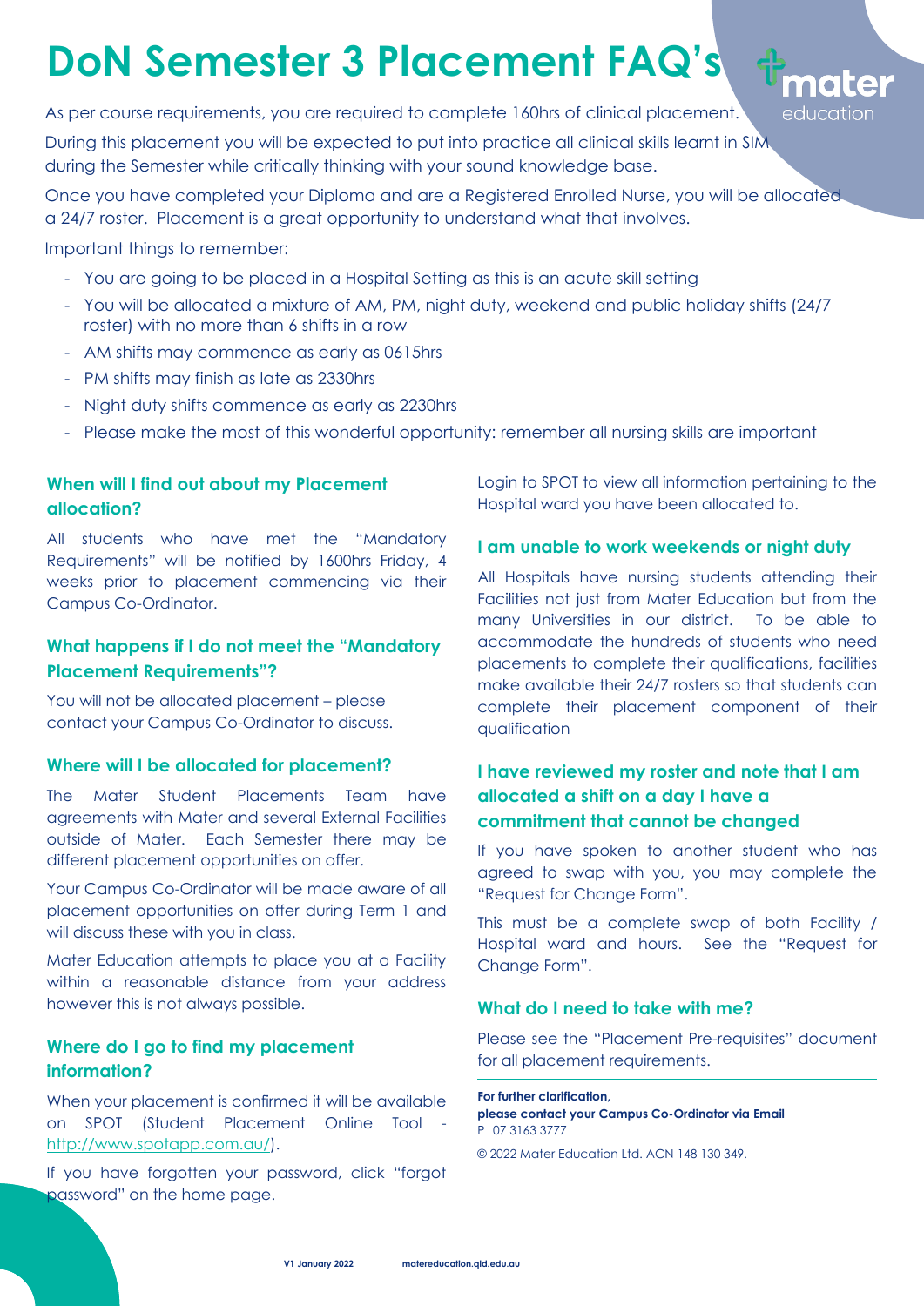# DoN Semester 3 Placement FAQ's

As per course requirements, you are required to complete 160hrs of clinical placement.

During this placement you will be expected to put into practice all clinical skills learnt in SIM during the Semester while critically thinking with your sound knowledge base.

Once you have completed your Diploma and are a Registered Enrolled Nurse, you will be allocated a 24/7 roster. Placement is a great opportunity to understand what that involves.

Important things to remember:

- You are going to be placed in a Hospital Setting as this is an acute skill setting
- You will be allocated a mixture of AM, PM, night duty, weekend and public holiday shifts (24/7 roster) with no more than 6 shifts in a row
- AM shifts may commence as early as 0615hrs
- PM shifts may finish as late as 2330hrs
- Night duty shifts commence as early as 2230hrs
- Please make the most of this wonderful opportunity: remember all nursing skills are important

### When will I find out about my Placement allocation?

All students who have met the "Mandatory Requirements" will be notified by 1600hrs Friday, 4 weeks prior to placement commencing via their Campus Co-Ordinator.

### What happens if I do not meet the "Mandatory Placement Requirements"?

You will not be allocated placement – please contact your Campus Co-Ordinator to discuss.

### Where will I be allocated for placement?

The Mater Student Placements Team have agreements with Mater and several External Facilities outside of Mater. Each Semester there may be different placement opportunities on offer.

Your Campus Co-Ordinator will be made aware of all placement opportunities on offer during Term 1 and will discuss these with you in class.

Mater Education attempts to place you at a Facility within a reasonable distance from your address however this is not always possible.

### Where do I go to find my placement information?

When your placement is confirmed it will be available on SPOT (Student Placement Online Tool - http://www.spotapp.com.au/).

If you have forgotten your password, click "forgot password" on the home page.

Login to SPOT to view all information pertaining to the Hospital ward you have been allocated to.

### I am unable to work weekends or night duty

All Hospitals have nursing students attending their Facilities not just from Mater Education but from the many Universities in our district. To be able to accommodate the hundreds of students who need placements to complete their qualifications, facilities make available their 24/7 rosters so that students can complete their placement component of their qualification

### I have reviewed my roster and note that I am allocated a shift on a day I have a commitment that cannot be changed

If you have spoken to another student who has agreed to swap with you, you may complete the "Request for Change Form".

This must be a complete swap of both Facility / Hospital ward and hours. See the "Request for Change Form".

### What do I need to take with me?

Please see the "Placement Pre-requisites" document for all placement requirements.

**For further clarification,**
**please contact your Campus Co-Ordinator via Email**
P 07 3163 3777

© 2022 Mater Education Ltd. ACN 148 130 349.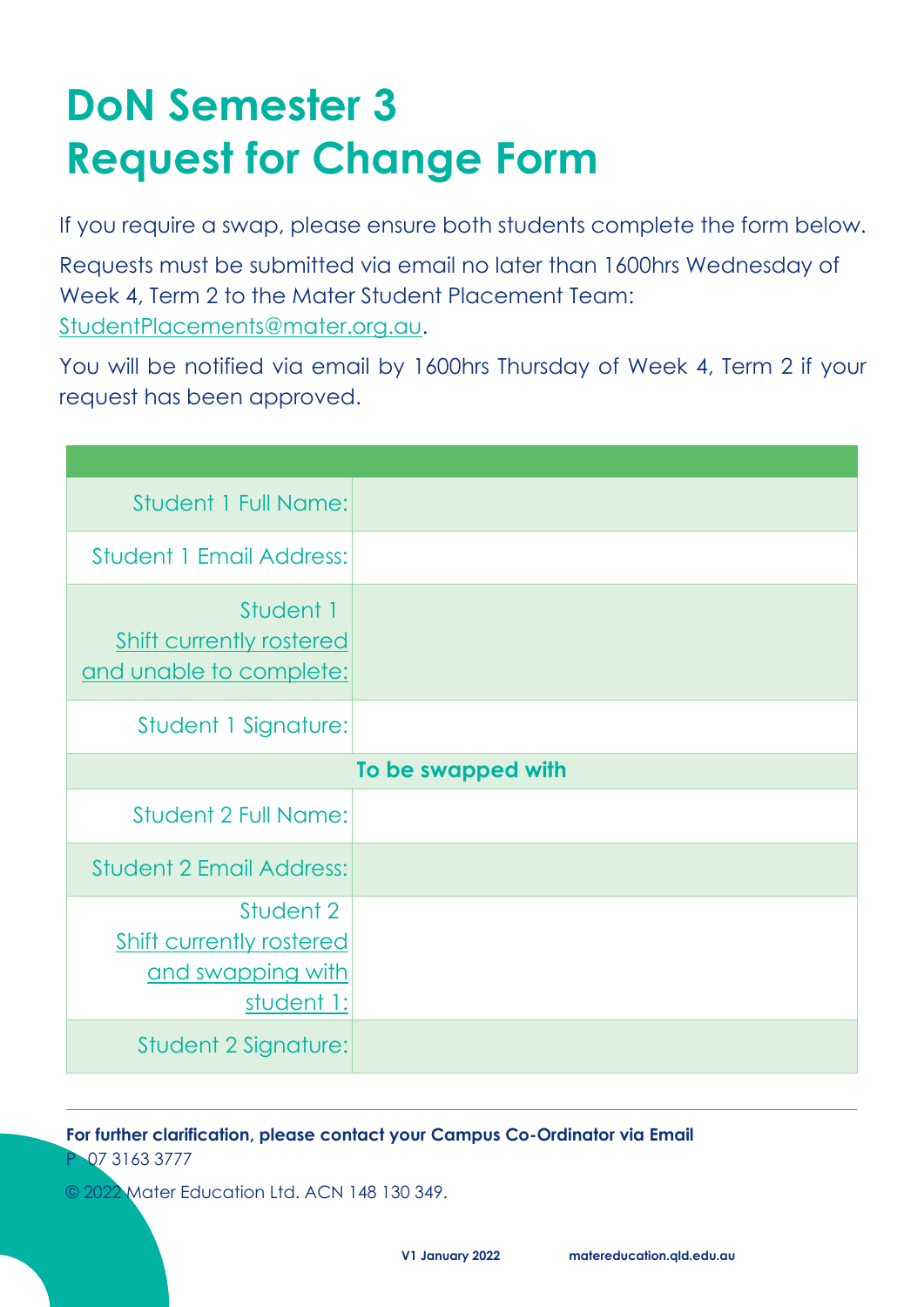# DoN Semester 3 Request for Change Form

If you require a swap, please ensure both students complete the form below.

Requests must be submitted via email no later than 1600hrs Wednesday of Week 4, Term 2 to the Mater Student Placement Team: StudentPlacements@mater.org.au.

You will be notified via email by 1600hrs Thursday of Week 4, Term 2 if your request has been approved.

| | |
|---|---|
| Student 1 Full Name: | |
| Student 1 Email Address: | |
| Student 1 Shift currently rostered and unable to complete: | |
| Student 1 Signature: | |
| **To be swapped with** | |
| Student 2 Full Name: | |
| Student 2 Email Address: | |
| Student 2 Shift currently rostered and swapping with student 1: | |
| Student 2 Signature: | |

**For further clarification, please contact your Campus Co-Ordinator via Email**

P 07 3163 3777

© 2022 Mater Education Ltd. ACN 148 130 349.

V1 January 2022 materedcuation.qld.edu.au